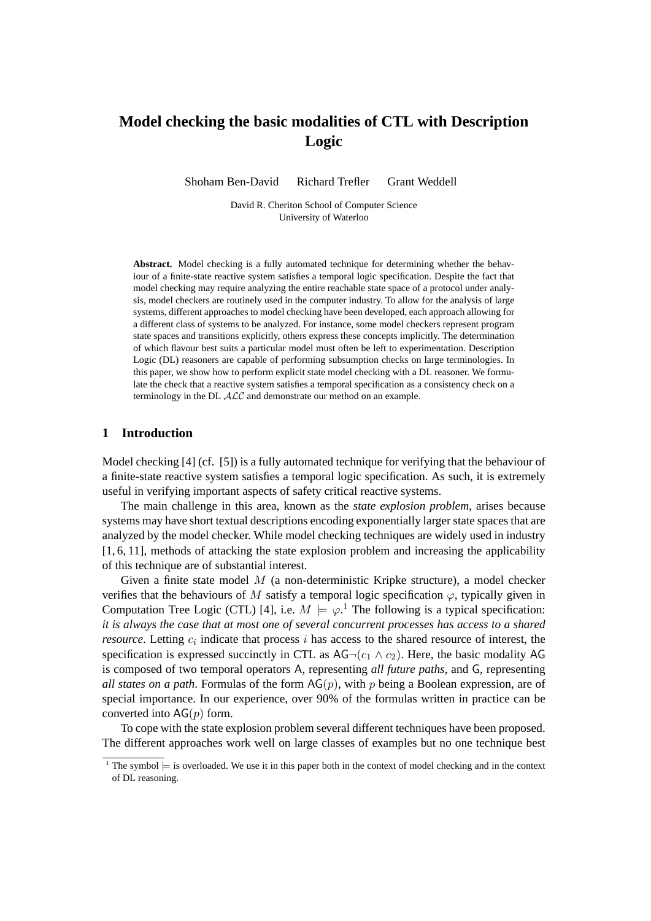# Model checking the basic modalities of CTL with Description Logic

Shoham Ben-David Richard Trefler Grant Weddell

David R. Cheriton School of Computer Science
University of Waterloo

**Abstract.** Model checking is a fully automated technique for determining whether the behaviour of a finite-state reactive system satisfies a temporal logic specification. Despite the fact that model checking may require analyzing the entire reachable state space of a protocol under analysis, model checkers are routinely used in the computer industry. To allow for the analysis of large systems, different approaches to model checking have been developed, each approach allowing for a different class of systems to be analyzed. For instance, some model checkers represent program state spaces and transitions explicitly, others express these concepts implicitly. The determination of which flavour best suits a particular model must often be left to experimentation. Description Logic (DL) reasoners are capable of performing subsumption checks on large terminologies. In this paper, we show how to perform explicit state model checking with a DL reasoner. We formulate the check that a reactive system satisfies a temporal specification as a consistency check on a terminology in the DL $\mathcal{ALC}$ and demonstrate our method on an example.

## 1 Introduction

Model checking [4] (cf. [5]) is a fully automated technique for verifying that the behaviour of a finite-state reactive system satisfies a temporal logic specification. As such, it is extremely useful in verifying important aspects of safety critical reactive systems.

The main challenge in this area, known as the *state explosion problem*, arises because systems may have short textual descriptions encoding exponentially larger state spaces that are analyzed by the model checker. While model checking techniques are widely used in industry [1, 6, 11], methods of attacking the state explosion problem and increasing the applicability of this technique are of substantial interest.

Given a finite state model $M$ (a non-deterministic Kripke structure), a model checker verifies that the behaviours of $M$ satisfy a temporal logic specification $\varphi$, typically given in Computation Tree Logic (CTL) [4], i.e. $M \models \varphi$.[1] The following is a typical specification: *it is always the case that at most one of several concurrent processes has access to a shared resource*. Letting $c_i$ indicate that process $i$ has access to the shared resource of interest, the specification is expressed succinctly in CTL as $\mathsf{AG}\neg(c_1 \wedge c_2)$. Here, the basic modality $\mathsf{AG}$ is composed of two temporal operators $\mathsf{A}$, representing *all future paths*, and $\mathsf{G}$, representing *all states on a path*. Formulas of the form $\mathsf{AG}(p)$, with $p$ being a Boolean expression, are of special importance. In our experience, over 90% of the formulas written in practice can be converted into $\mathsf{AG}(p)$ form.

To cope with the state explosion problem several different techniques have been proposed. The different approaches work well on large classes of examples but no one technique best

[1] The symbol $\models$ is overloaded. We use it in this paper both in the context of model checking and in the context of DL reasoning.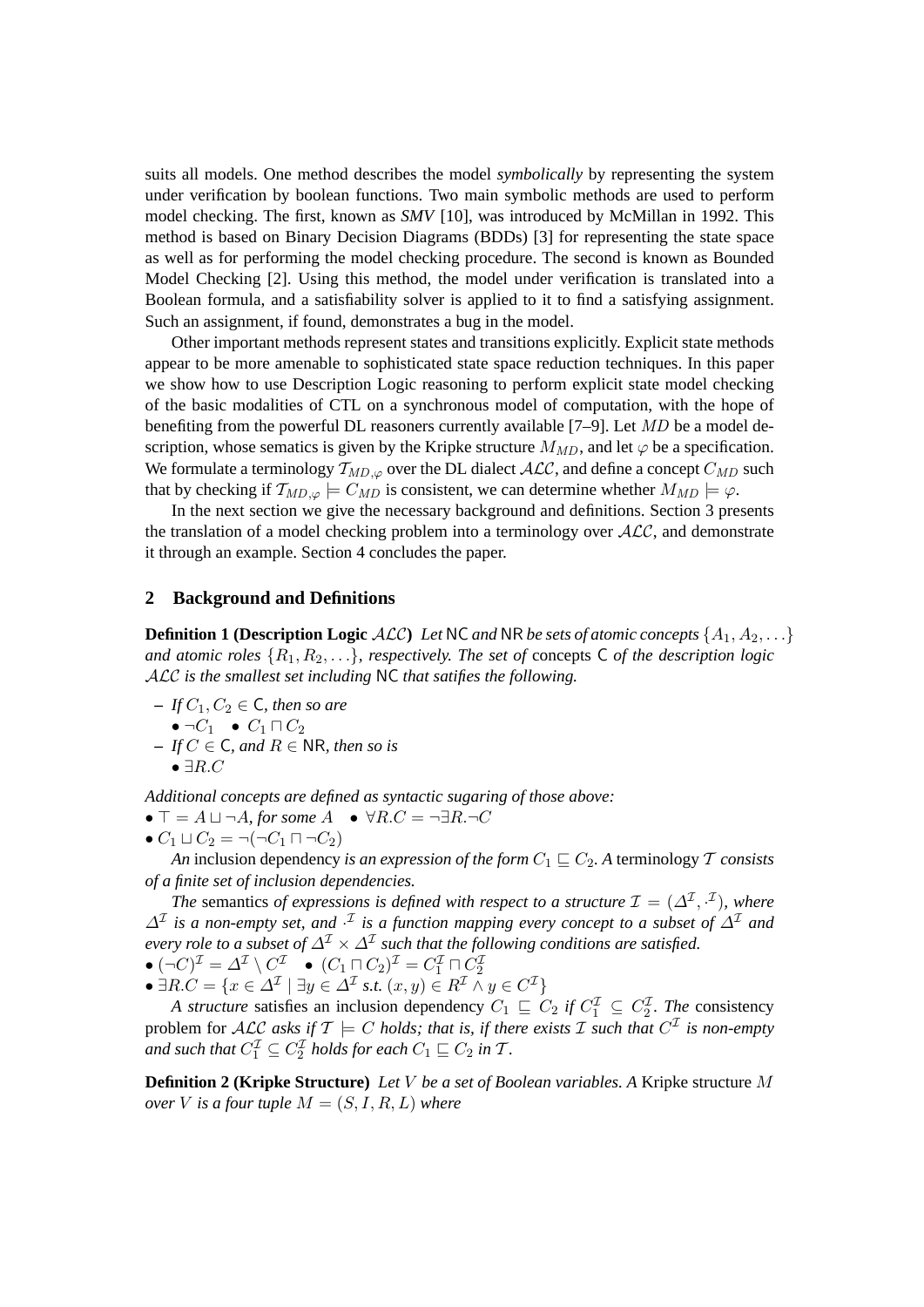suits all models. One method describes the model *symbolically* by representing the system under verification by boolean functions. Two main symbolic methods are used to perform model checking. The first, known as *SMV* [10], was introduced by McMillan in 1992. This method is based on Binary Decision Diagrams (BDDs) [3] for representing the state space as well as for performing the model checking procedure. The second is known as Bounded Model Checking [2]. Using this method, the model under verification is translated into a Boolean formula, and a satisfiability solver is applied to it to find a satisfying assignment. Such an assignment, if found, demonstrates a bug in the model.

Other important methods represent states and transitions explicitly. Explicit state methods appear to be more amenable to sophisticated state space reduction techniques. In this paper we show how to use Description Logic reasoning to perform explicit state model checking of the basic modalities of CTL on a synchronous model of computation, with the hope of benefiting from the powerful DL reasoners currently available [7–9]. Let $MD$ be a model description, whose sematics is given by the Kripke structure $M_{MD}$, and let $\varphi$ be a specification. We formulate a terminology $\mathcal{T}_{MD,\varphi}$ over the DL dialect $\mathcal{ALC}$, and define a concept $C_{MD}$ such that by checking if $\mathcal{T}_{MD,\varphi} \models C_{MD}$ is consistent, we can determine whether $M_{MD} \models \varphi$.

In the next section we give the necessary background and definitions. Section 3 presents the translation of a model checking problem into a terminology over $\mathcal{ALC}$, and demonstrate it through an example. Section 4 concludes the paper.

## 2 Background and Definitions

**Definition 1 (Description Logic $\mathcal{ALC}$)** *Let* $\mathsf{NC}$ *and* $\mathsf{NR}$ *be sets of atomic concepts* $\{A_1, A_2, \ldots\}$ *and atomic roles* $\{R_1, R_2, \ldots\}$*, respectively. The set of* concepts $\mathsf{C}$ *of the description logic* $\mathcal{ALC}$ *is the smallest set including* $\mathsf{NC}$ *that satifies the following.*

– *If* $C_1, C_2 \in \mathsf{C}$*, then so are*
  • $\neg C_1$ • $C_1 \sqcap C_2$
– *If* $C \in \mathsf{C}$*, and* $R \in \mathsf{NR}$*, then so is*
  • $\exists R.C$

*Additional concepts are defined as syntactic sugaring of those above:*
• $\top = A \sqcup \neg A$, *for some* $A$ • $\forall R.C = \neg\exists R.\neg C$
• $C_1 \sqcup C_2 = \neg(\neg C_1 \sqcap \neg C_2)$

*An* inclusion dependency *is an expression of the form* $C_1 \sqsubseteq C_2$*. A* terminology $\mathcal{T}$ *consists of a finite set of inclusion dependencies.*

*The* semantics *of expressions is defined with respect to a structure* $\mathcal{I} = (\Delta^{\mathcal{I}}, \cdot^{\mathcal{I}})$*, where* $\Delta^{\mathcal{I}}$ *is a non-empty set, and* $\cdot^{\mathcal{I}}$ *is a function mapping every concept to a subset of* $\Delta^{\mathcal{I}}$ *and every role to a subset of* $\Delta^{\mathcal{I}} \times \Delta^{\mathcal{I}}$ *such that the following conditions are satisfied.*
• $(\neg C)^{\mathcal{I}} = \Delta^{\mathcal{I}} \setminus C^{\mathcal{I}}$ • $(C_1 \sqcap C_2)^{\mathcal{I}} = C_1^{\mathcal{I}} \sqcap C_2^{\mathcal{I}}$
• $\exists R.C = \{x \in \Delta^{\mathcal{I}} \mid \exists y \in \Delta^{\mathcal{I}} \text{ s.t. } (x, y) \in R^{\mathcal{I}} \wedge y \in C^{\mathcal{I}}\}$

*A structure* satisfies *an inclusion dependency* $C_1 \sqsubseteq C_2$ *if* $C_1^{\mathcal{I}} \subseteq C_2^{\mathcal{I}}$*. The* consistency problem *for* $\mathcal{ALC}$ *asks if* $\mathcal{T} \models C$ *holds; that is, if there exists* $\mathcal{I}$ *such that* $C^{\mathcal{I}}$ *is non-empty and such that* $C_1^{\mathcal{I}} \subseteq C_2^{\mathcal{I}}$ *holds for each* $C_1 \sqsubseteq C_2$ *in* $\mathcal{T}$*.*

**Definition 2 (Kripke Structure)** *Let* $V$ *be a set of Boolean variables. A* Kripke structure $M$ *over* $V$ *is a four tuple* $M = (S, I, R, L)$ *where*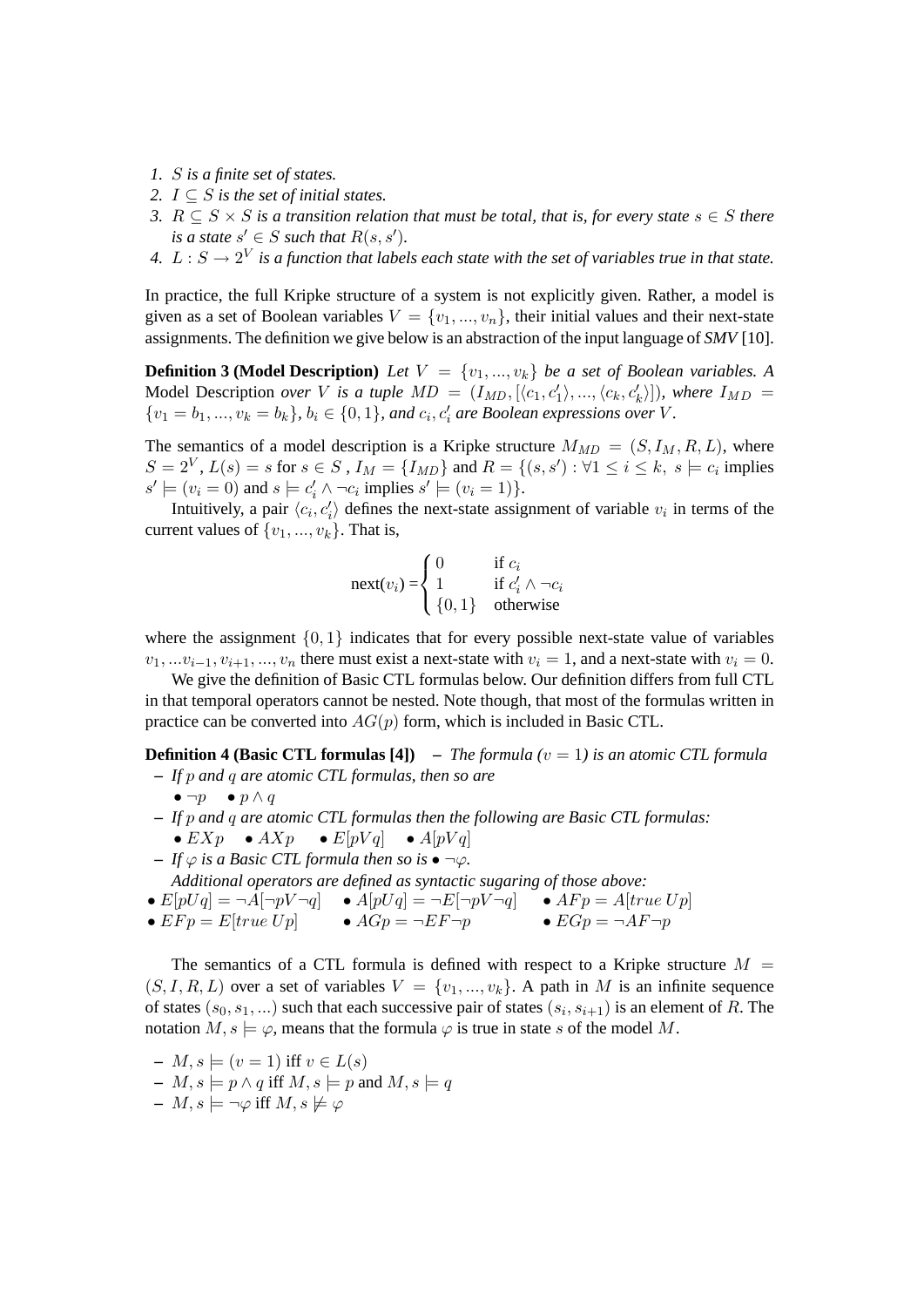1. *$S$ is a finite set of states.*
2. *$I \subseteq S$ is the set of initial states.*
3. *$R \subseteq S \times S$ is a transition relation that must be total, that is, for every state $s \in S$ there is a state $s' \in S$ such that $R(s, s')$.*
4. *$L : S \rightarrow 2^V$ is a function that labels each state with the set of variables true in that state.*

In practice, the full Kripke structure of a system is not explicitly given. Rather, a model is given as a set of Boolean variables $V = \{v_1, ..., v_n\}$, their initial values and their next-state assignments. The definition we give below is an abstraction of the input language of *SMV* [10].

**Definition 3 (Model Description)** *Let $V = \{v_1, ..., v_k\}$ be a set of Boolean variables. A* Model Description *over $V$ is a tuple $MD = (I_{MD}, [\langle c_1, c'_1 \rangle, ..., \langle c_k, c'_k \rangle])$, where $I_{MD} = \{v_1 = b_1, ..., v_k = b_k\}$, $b_i \in \{0, 1\}$, and $c_i, c'_i$ are Boolean expressions over $V$.*

The semantics of a model description is a Kripke structure $M_{MD} = (S, I_M, R, L)$, where $S = 2^V$, $L(s) = s$ for $s \in S$ , $I_M = \{I_{MD}\}$ and $R = \{(s, s') : \forall 1 \leq i \leq k,\ s \models c_i$ implies $s' \models (v_i = 0)$ and $s \models c'_i \wedge \neg c_i$ implies $s' \models (v_i = 1)\}$.

Intuitively, a pair $\langle c_i, c'_i \rangle$ defines the next-state assignment of variable $v_i$ in terms of the current values of $\{v_1, ..., v_k\}$. That is,

$$\text{next}(v_i) = \begin{cases} 0 & \text{if } c_i \\ 1 & \text{if } c'_i \wedge \neg c_i \\ \{0, 1\} & \text{otherwise} \end{cases}$$

where the assignment $\{0, 1\}$ indicates that for every possible next-state value of variables $v_1, ...v_{i-1}, v_{i+1}, ..., v_n$ there must exist a next-state with $v_i = 1$, and a next-state with $v_i = 0$.

We give the definition of Basic CTL formulas below. Our definition differs from full CTL in that temporal operators cannot be nested. Note though, that most of the formulas written in practice can be converted into $AG(p)$ form, which is included in Basic CTL.

**Definition 4 (Basic CTL formulas [4])** – *The formula ($v = 1$) is an atomic CTL formula*

- *If $p$ and $q$ are atomic CTL formulas, then so are*
  - $\bullet\ \neg p$ $\quad\bullet\ p \wedge q$
- *If $p$ and $q$ are atomic CTL formulas then the following are Basic CTL formulas:*
  - $\bullet\ EXp$ $\quad\bullet\ AXp$ $\quad\bullet\ E[pVq]$ $\quad\bullet\ A[pVq]$
- *If $\varphi$ is a Basic CTL formula then so is $\bullet\ \neg\varphi$.*

  *Additional operators are defined as syntactic sugaring of those above:*

$\bullet\ E[pUq] = \neg A[\neg pV \neg q]$ $\quad\bullet\ A[pUq] = \neg E[\neg pV \neg q]$ $\quad\bullet\ AFp = A[true\ Up]$

$\bullet\ EFp = E[true\ Up]$ $\quad\bullet\ AGp = \neg EF\neg p$ $\quad\bullet\ EGp = \neg AF\neg p$

The semantics of a CTL formula is defined with respect to a Kripke structure $M = (S, I, R, L)$ over a set of variables $V = \{v_1, ..., v_k\}$. A path in $M$ is an infinite sequence of states $(s_0, s_1, ...)$ such that each successive pair of states $(s_i, s_{i+1})$ is an element of $R$. The notation $M, s \models \varphi$, means that the formula $\varphi$ is true in state $s$ of the model $M$.

- $M, s \models (v = 1)$ iff $v \in L(s)$
- $M, s \models p \wedge q$ iff $M, s \models p$ and $M, s \models q$
- $M, s \models \neg\varphi$ iff $M, s \not\models \varphi$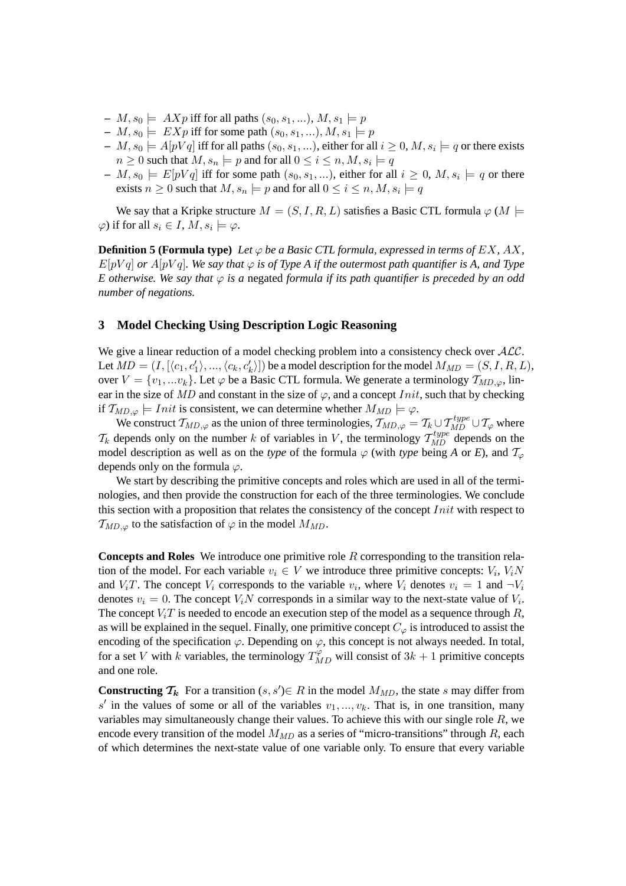- $M, s_0 \models AXp$ iff for all paths $(s_0, s_1, ...)$, $M, s_1 \models p$
- $M, s_0 \models EXp$ iff for some path $(s_0, s_1, ...)$, $M, s_1 \models p$
- $M, s_0 \models A[pVq]$ iff for all paths $(s_0, s_1, ...)$, either for all $i \geq 0$, $M, s_i \models q$ or there exists $n \geq 0$ such that $M, s_n \models p$ and for all $0 \leq i \leq n$, $M, s_i \models q$
- $M, s_0 \models E[pVq]$ iff for some path $(s_0, s_1, ...)$, either for all $i \geq 0$, $M, s_i \models q$ or there exists $n \geq 0$ such that $M, s_n \models p$ and for all $0 \leq i \leq n$, $M, s_i \models q$

We say that a Kripke structure $M = (S, I, R, L)$ satisfies a Basic CTL formula $\varphi$ ($M \models \varphi$) if for all $s_i \in I$, $M, s_i \models \varphi$.

**Definition 5 (Formula type)** *Let $\varphi$ be a Basic CTL formula, expressed in terms of $EX$, $AX$, $E[pVq]$ or $A[pVq]$. We say that $\varphi$ is of Type A if the outermost path quantifier is A, and Type E otherwise. We say that $\varphi$ is a* negated *formula if its path quantifier is preceded by an odd number of negations.*

## 3 Model Checking Using Description Logic Reasoning

We give a linear reduction of a model checking problem into a consistency check over $\mathcal{ALC}$. Let $MD = (I, [\langle c_1, c_1' \rangle, ..., \langle c_k, c_k' \rangle])$ be a model description for the model $M_{MD} = (S, I, R, L)$, over $V = \{v_1, ...v_k\}$. Let $\varphi$ be a Basic CTL formula. We generate a terminology $\mathcal{T}_{MD,\varphi}$, linear in the size of $MD$ and constant in the size of $\varphi$, and a concept $Init$, such that by checking if $\mathcal{T}_{MD,\varphi} \models Init$ is consistent, we can determine whether $M_{MD} \models \varphi$.

We construct $\mathcal{T}_{MD,\varphi}$ as the union of three terminologies, $\mathcal{T}_{MD,\varphi} = \mathcal{T}_k \cup \mathcal{T}_{MD}^{type} \cup \mathcal{T}_\varphi$ where $\mathcal{T}_k$ depends only on the number $k$ of variables in $V$, the terminology $\mathcal{T}_{MD}^{type}$ depends on the model description as well as on the *type* of the formula $\varphi$ (with *type* being *A* or *E*), and $\mathcal{T}_\varphi$ depends only on the formula $\varphi$.

We start by describing the primitive concepts and roles which are used in all of the terminologies, and then provide the construction for each of the three terminologies. We conclude this section with a proposition that relates the consistency of the concept $Init$ with respect to $\mathcal{T}_{MD,\varphi}$ to the satisfaction of $\varphi$ in the model $M_{MD}$.

**Concepts and Roles** We introduce one primitive role $R$ corresponding to the transition relation of the model. For each variable $v_i \in V$ we introduce three primitive concepts: $V_i$, $V_iN$ and $V_iT$. The concept $V_i$ corresponds to the variable $v_i$, where $V_i$ denotes $v_i = 1$ and $\neg V_i$ denotes $v_i = 0$. The concept $V_iN$ corresponds in a similar way to the next-state value of $V_i$. The concept $V_iT$ is needed to encode an execution step of the model as a sequence through $R$, as will be explained in the sequel. Finally, one primitive concept $C_\varphi$ is introduced to assist the encoding of the specification $\varphi$. Depending on $\varphi$, this concept is not always needed. In total, for a set $V$ with $k$ variables, the terminology $T_{MD}^{\varphi}$ will consist of $3k + 1$ primitive concepts and one role.

**Constructing $\mathcal{T}_k$** For a transition $(s, s') \in R$ in the model $M_{MD}$, the state $s$ may differ from $s'$ in the values of some or all of the variables $v_1, ..., v_k$. That is, in one transition, many variables may simultaneously change their values. To achieve this with our single role $R$, we encode every transition of the model $M_{MD}$ as a series of "micro-transitions" through $R$, each of which determines the next-state value of one variable only. To ensure that every variable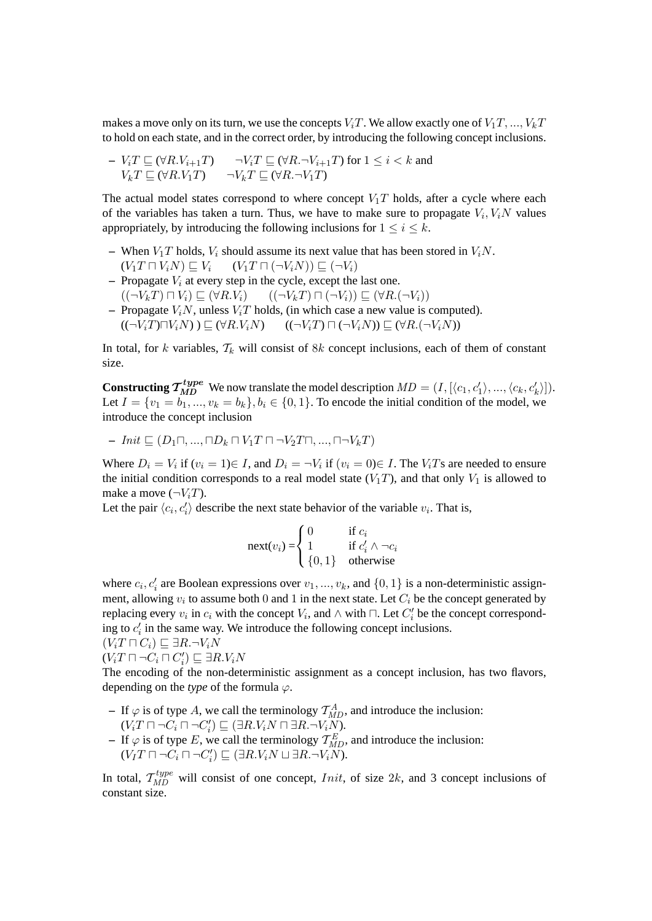makes a move only on its turn, we use the concepts $V_iT$. We allow exactly one of $V_1T, ..., V_kT$ to hold on each state, and in the correct order, by introducing the following concept inclusions.

– $V_iT \sqsubseteq (\forall R.V_{i+1}T) \qquad \neg V_iT \sqsubseteq (\forall R.\neg V_{i+1}T)$ for $1 \leq i < k$ and
  $V_kT \sqsubseteq (\forall R.V_1T) \qquad \neg V_kT \sqsubseteq (\forall R.\neg V_1T)$

The actual model states correspond to where concept $V_1T$ holds, after a cycle where each of the variables has taken a turn. Thus, we have to make sure to propagate $V_i, V_iN$ values appropriately, by introducing the following inclusions for $1 \leq i \leq k$.

– When $V_1T$ holds, $V_i$ should assume its next value that has been stored in $V_iN$.
  $(V_1T \sqcap V_iN) \sqsubseteq V_i \qquad (V_1T \sqcap (\neg V_iN)) \sqsubseteq (\neg V_i)$
– Propagate $V_i$ at every step in the cycle, except the last one.
  $((\neg V_kT) \sqcap V_i) \sqsubseteq (\forall R.V_i) \qquad ((\neg V_kT) \sqcap (\neg V_i)) \sqsubseteq (\forall R.(\neg V_i))$
– Propagate $V_iN$, unless $V_iT$ holds, (in which case a new value is computed).
  $((\neg V_iT) \sqcap V_iN)\,) \sqsubseteq (\forall R.V_iN) \qquad ((\neg V_iT) \sqcap (\neg V_iN)) \sqsubseteq (\forall R.(\neg V_iN))$

In total, for $k$ variables, $\mathcal{T}_k$ will consist of $8k$ concept inclusions, each of them of constant size.

**Constructing $\mathcal{T}_{MD}^{type}$** We now translate the model description $MD = (I, [\langle c_1, c_1' \rangle, ..., \langle c_k, c_k' \rangle])$. Let $I = \{v_1 = b_1, ..., v_k = b_k\}, b_i \in \{0, 1\}$. To encode the initial condition of the model, we introduce the concept inclusion

– $Init \sqsubseteq (D_1 \sqcap, ..., \sqcap D_k \sqcap V_1T \sqcap \neg V_2T \sqcap, ..., \sqcap \neg V_kT)$

Where $D_i = V_i$ if $(v_i = 1) \in I$, and $D_i = \neg V_i$ if $(v_i = 0) \in I$. The $V_iT$s are needed to ensure the initial condition corresponds to a real model state ($V_1T$), and that only $V_1$ is allowed to make a move ($\neg V_iT$).
Let the pair $\langle c_i, c_i' \rangle$ describe the next state behavior of the variable $v_i$. That is,

$$\text{next}(v_i) = \begin{cases} 0 & \text{if } c_i \\ 1 & \text{if } c_i' \wedge \neg c_i \\ \{0, 1\} & \text{otherwise} \end{cases}$$

where $c_i, c_i'$ are Boolean expressions over $v_1, ..., v_k$, and $\{0, 1\}$ is a non-deterministic assignment, allowing $v_i$ to assume both 0 and 1 in the next state. Let $C_i$ be the concept generated by replacing every $v_i$ in $c_i$ with the concept $V_i$, and $\wedge$ with $\sqcap$. Let $C_i'$ be the concept corresponding to $c_i'$ in the same way. We introduce the following concept inclusions.
$(V_iT \sqcap C_i) \sqsubseteq \exists R.\neg V_iN$
$(V_iT \sqcap \neg C_i \sqcap C_i') \sqsubseteq \exists R.V_iN$
The encoding of the non-deterministic assignment as a concept inclusion, has two flavors, depending on the *type* of the formula $\varphi$.

– If $\varphi$ is of type $A$, we call the terminology $\mathcal{T}_{MD}^{A}$, and introduce the inclusion:
  $(V_iT \sqcap \neg C_i \sqcap \neg C_i') \sqsubseteq (\exists R.V_iN \sqcap \exists R.\neg V_iN)$.
– If $\varphi$ is of type $E$, we call the terminology $\mathcal{T}_{MD}^{E}$, and introduce the inclusion:
  $(V_IT \sqcap \neg C_i \sqcap \neg C_i') \sqsubseteq (\exists R.V_iN \sqcup \exists R.\neg V_iN)$.

In total, $\mathcal{T}_{MD}^{type}$ will consist of one concept, $Init$, of size $2k$, and 3 concept inclusions of constant size.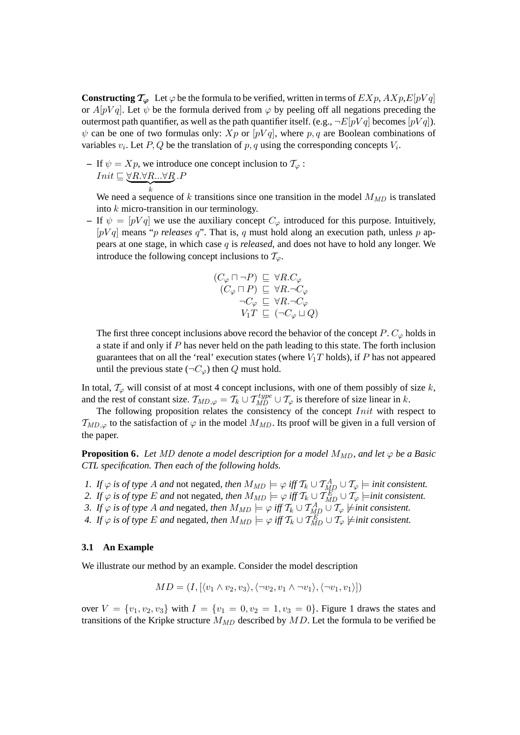**Constructing $\mathcal{T}_\varphi$** Let $\varphi$ be the formula to be verified, written in terms of $EXp$, $AXp$,$E[pVq]$ or $A[pVq]$. Let $\psi$ be the formula derived from $\varphi$ by peeling off all negations preceding the outermost path quantifier, as well as the path quantifier itself. (e.g., $\neg E[pVq]$ becomes $[pVq]$). $\psi$ can be one of two formulas only: $Xp$ or $[pVq]$, where $p, q$ are Boolean combinations of variables $v_i$. Let $P, Q$ be the translation of $p, q$ using the corresponding concepts $V_i$.

– If $\psi = Xp$, we introduce one concept inclusion to $\mathcal{T}_\varphi$ :
  $Init \sqsubseteq \underbrace{\forall R.\forall R...\forall R}_{k}.P$
  We need a sequence of $k$ transitions since one transition in the model $M_{MD}$ is translated into $k$ micro-transition in our terminology.
– If $\psi = [pVq]$ we use the auxiliary concept $C_\varphi$ introduced for this purpose. Intuitively, $[pVq]$ means "$p$ *releases* $q$". That is, $q$ must hold along an execution path, unless $p$ appears at one stage, in which case $q$ is *released*, and does not have to hold any longer. We introduce the following concept inclusions to $\mathcal{T}_\varphi$.

$$\begin{aligned}(C_\varphi \sqcap \neg P) &\sqsubseteq \forall R.C_\varphi \\ (C_\varphi \sqcap P) &\sqsubseteq \forall R.\neg C_\varphi \\ \neg C_\varphi &\sqsubseteq \forall R.\neg C_\varphi \\ V_1 T &\sqsubseteq (\neg C_\varphi \sqcup Q)\end{aligned}$$

  The first three concept inclusions above record the behavior of the concept $P$. $C_\varphi$ holds in a state if and only if $P$ has never held on the path leading to this state. The forth inclusion guarantees that on all the 'real' execution states (where $V_1T$ holds), if $P$ has not appeared until the previous state ($\neg C_\varphi$) then $Q$ must hold.

In total, $\mathcal{T}_\varphi$ will consist of at most 4 concept inclusions, with one of them possibly of size $k$, and the rest of constant size. $\mathcal{T}_{MD,\varphi} = \mathcal{T}_k \cup \mathcal{T}_{MD}^{type} \cup \mathcal{T}_\varphi$ is therefore of size linear in $k$.

The following proposition relates the consistency of the concept $Init$ with respect to $\mathcal{T}_{MD,\varphi}$ to the satisfaction of $\varphi$ in the model $M_{MD}$. Its proof will be given in a full version of the paper.

**Proposition 6.** *Let $MD$ denote a model description for a model $M_{MD}$, and let $\varphi$ be a Basic CTL specification. Then each of the following holds.*

1. *If $\varphi$ is of type $A$ and* not negated, *then $M_{MD} \models \varphi$ iff $\mathcal{T}_k \cup \mathcal{T}_{MD}^A \cup \mathcal{T}_\varphi \models$ init consistent.*
2. *If $\varphi$ is of type $E$ and* not negated, *then $M_{MD} \models \varphi$ iff $\mathcal{T}_k \cup \mathcal{T}_{MD}^E \cup \mathcal{T}_\varphi \models$ init consistent.*
3. *If $\varphi$ is of type $A$ and* negated, *then $M_{MD} \models \varphi$ iff $\mathcal{T}_k \cup \mathcal{T}_{MD}^A \cup \mathcal{T}_\varphi \not\models$ init consistent.*
4. *If $\varphi$ is of type $E$ and* negated, *then $M_{MD} \models \varphi$ iff $\mathcal{T}_k \cup \mathcal{T}_{MD}^E \cup \mathcal{T}_\varphi \not\models$ init consistent.*

### 3.1 An Example

We illustrate our method by an example. Consider the model description

$$MD = (I, [\langle v_1 \wedge v_2, v_3 \rangle, \langle \neg v_2, v_1 \wedge \neg v_1 \rangle, \langle \neg v_1, v_1 \rangle])$$

over $V = \{v_1, v_2, v_3\}$ with $I = \{v_1 = 0, v_2 = 1, v_3 = 0\}$. Figure 1 draws the states and transitions of the Kripke structure $M_{MD}$ described by $MD$. Let the formula to be verified be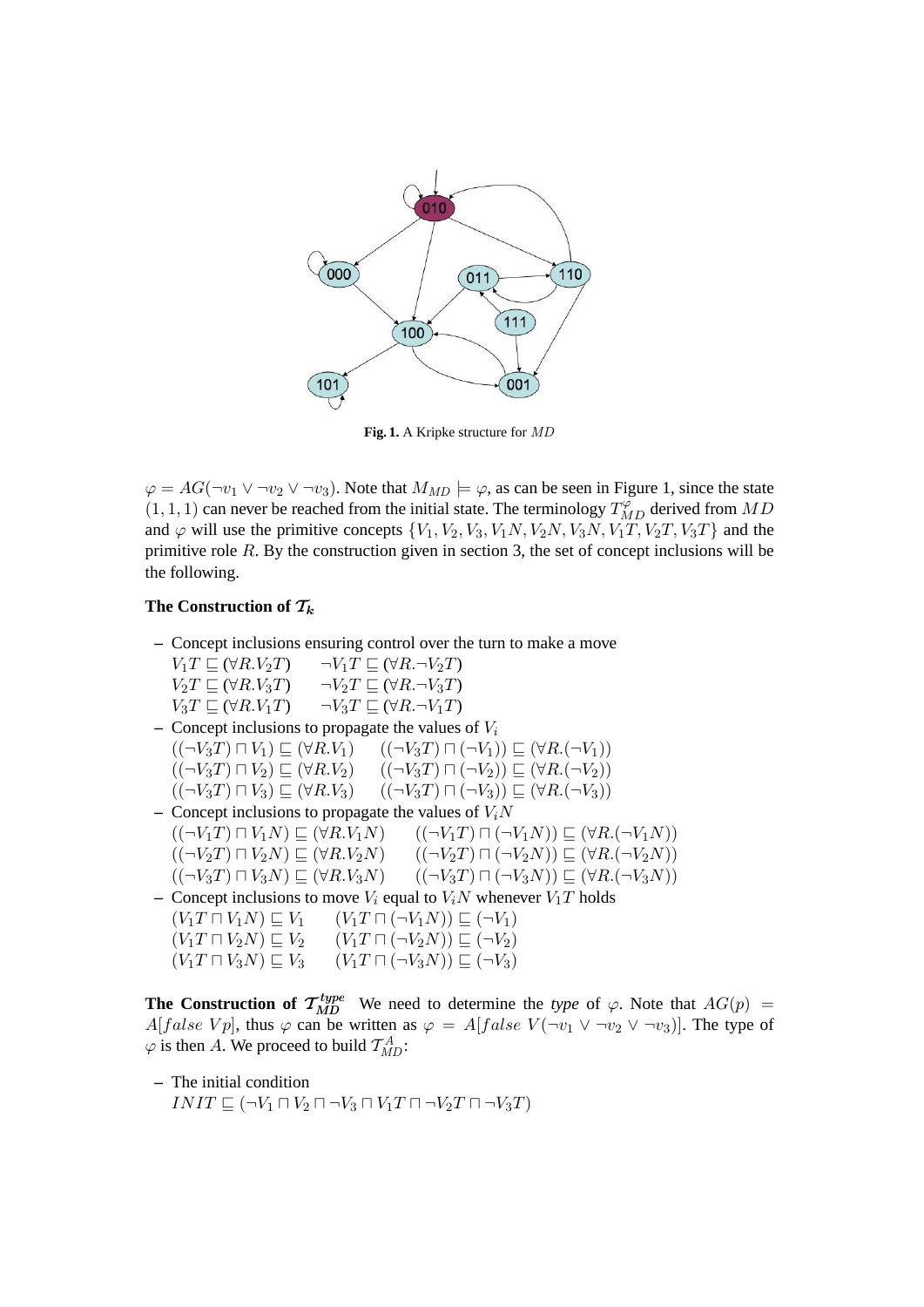**Fig. 1.** A Kripke structure for $MD$

$\varphi = AG(\neg v_1 \vee \neg v_2 \vee \neg v_3)$. Note that $M_{MD} \models \varphi$, as can be seen in Figure 1, since the state $(1, 1, 1)$ can never be reached from the initial state. The terminology $T^{\varphi}_{MD}$ derived from $MD$ and $\varphi$ will use the primitive concepts $\{V_1, V_2, V_3, V_1N, V_2N, V_3N, V_1T, V_2T, V_3T\}$ and the primitive role $R$. By the construction given in section 3, the set of concept inclusions will be the following.

**The Construction of $\mathcal{T}_k$**

– Concept inclusions ensuring control over the turn to make a move
$V_1T \sqsubseteq (\forall R.V_2T) \qquad \neg V_1T \sqsubseteq (\forall R.\neg V_2T)$
$V_2T \sqsubseteq (\forall R.V_3T) \qquad \neg V_2T \sqsubseteq (\forall R.\neg V_3T)$
$V_3T \sqsubseteq (\forall R.V_1T) \qquad \neg V_3T \sqsubseteq (\forall R.\neg V_1T)$

– Concept inclusions to propagate the values of $V_i$
$((\neg V_3T) \sqcap V_1) \sqsubseteq (\forall R.V_1) \qquad ((\neg V_3T) \sqcap (\neg V_1)) \sqsubseteq (\forall R.(\neg V_1))$
$((\neg V_3T) \sqcap V_2) \sqsubseteq (\forall R.V_2) \qquad ((\neg V_3T) \sqcap (\neg V_2)) \sqsubseteq (\forall R.(\neg V_2))$
$((\neg V_3T) \sqcap V_3) \sqsubseteq (\forall R.V_3) \qquad ((\neg V_3T) \sqcap (\neg V_3)) \sqsubseteq (\forall R.(\neg V_3))$

– Concept inclusions to propagate the values of $V_iN$
$((\neg V_1T) \sqcap V_1N) \sqsubseteq (\forall R.V_1N) \qquad ((\neg V_1T) \sqcap (\neg V_1N)) \sqsubseteq (\forall R.(\neg V_1N))$
$((\neg V_2T) \sqcap V_2N) \sqsubseteq (\forall R.V_2N) \qquad ((\neg V_2T) \sqcap (\neg V_2N)) \sqsubseteq (\forall R.(\neg V_2N))$
$((\neg V_3T) \sqcap V_3N) \sqsubseteq (\forall R.V_3N) \qquad ((\neg V_3T) \sqcap (\neg V_3N)) \sqsubseteq (\forall R.(\neg V_3N))$

– Concept inclusions to move $V_i$ equal to $V_iN$ whenever $V_1T$ holds
$(V_1T \sqcap V_1N) \sqsubseteq V_1 \qquad (V_1T \sqcap (\neg V_1N)) \sqsubseteq (\neg V_1)$
$(V_1T \sqcap V_2N) \sqsubseteq V_2 \qquad (V_1T \sqcap (\neg V_2N)) \sqsubseteq (\neg V_2)$
$(V_1T \sqcap V_3N) \sqsubseteq V_3 \qquad (V_1T \sqcap (\neg V_3N)) \sqsubseteq (\neg V_3)$

**The Construction of $\mathcal{T}^{type}_{MD}$** We need to determine the *type* of $\varphi$. Note that $AG(p) = A[false\ Vp]$, thus $\varphi$ can be written as $\varphi = A[false\ V(\neg v_1 \vee \neg v_2 \vee \neg v_3)]$. The type of $\varphi$ is then $A$. We proceed to build $\mathcal{T}^{A}_{MD}$:

– The initial condition
$INIT \sqsubseteq (\neg V_1 \sqcap V_2 \sqcap \neg V_3 \sqcap V_1T \sqcap \neg V_2T \sqcap \neg V_3T)$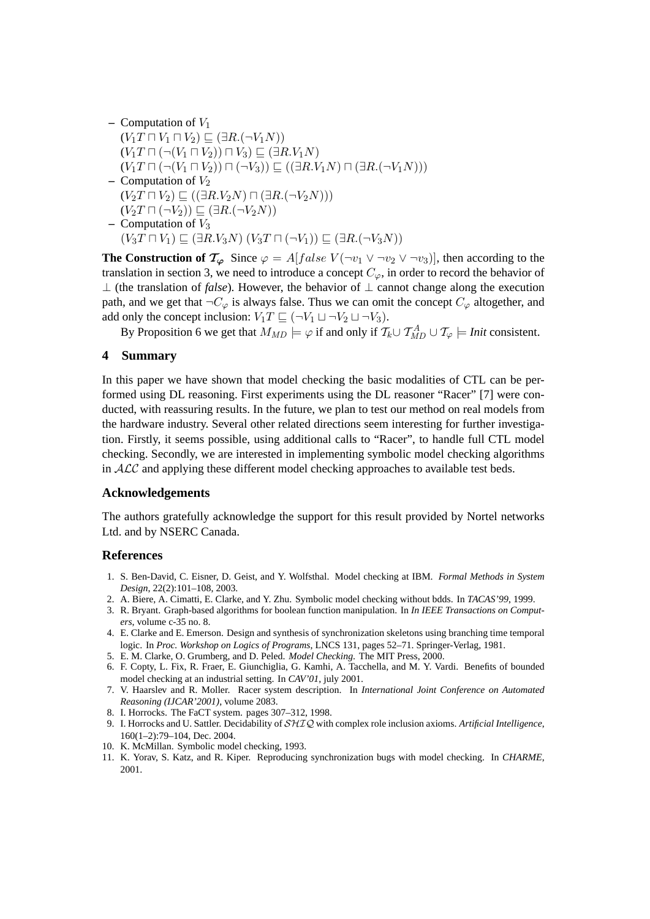– Computation of $V_1$
$(V_1T \sqcap V_1 \sqcap V_2) \sqsubseteq (\exists R.(\neg V_1 N))$
$(V_1T \sqcap (\neg(V_1 \sqcap V_2)) \sqcap V_3) \sqsubseteq (\exists R.V_1 N)$
$(V_1T \sqcap (\neg(V_1 \sqcap V_2)) \sqcap (\neg V_3)) \sqsubseteq ((\exists R.V_1 N) \sqcap (\exists R.(\neg V_1 N)))$

– Computation of $V_2$
$(V_2T \sqcap V_2) \sqsubseteq ((\exists R.V_2 N) \sqcap (\exists R.(\neg V_2 N)))$
$(V_2T \sqcap (\neg V_2)) \sqsubseteq (\exists R.(\neg V_2 N))$

– Computation of $V_3$
$(V_3T \sqcap V_1) \sqsubseteq (\exists R.V_3 N)$ $(V_3T \sqcap (\neg V_1)) \sqsubseteq (\exists R.(\neg V_3 N))$

**The Construction of $\mathcal{T}_\varphi$** Since $\varphi = A[false\ V(\neg v_1 \vee \neg v_2 \vee \neg v_3)]$, then according to the translation in section 3, we need to introduce a concept $C_\varphi$, in order to record the behavior of $\bot$ (the translation of *false*). However, the behavior of $\bot$ cannot change along the execution path, and we get that $\neg C_\varphi$ is always false. Thus we can omit the concept $C_\varphi$ altogether, and add only the concept inclusion: $V_1T \sqsubseteq (\neg V_1 \sqcup \neg V_2 \sqcup \neg V_3)$.

By Proposition 6 we get that $M_{MD} \models \varphi$ if and only if $\mathcal{T}_k \cup \mathcal{T}_{MD}^A \cup \mathcal{T}_\varphi \models$ *Init* consistent.

## 4 Summary

In this paper we have shown that model checking the basic modalities of CTL can be performed using DL reasoning. First experiments using the DL reasoner "Racer" [7] were conducted, with reassuring results. In the future, we plan to test our method on real models from the hardware industry. Several other related directions seem interesting for further investigation. Firstly, it seems possible, using additional calls to "Racer", to handle full CTL model checking. Secondly, we are interested in implementing symbolic model checking algorithms in $\mathcal{ALC}$ and applying these different model checking approaches to available test beds.

### Acknowledgements

The authors gratefully acknowledge the support for this result provided by Nortel networks Ltd. and by NSERC Canada.

### References

1. S. Ben-David, C. Eisner, D. Geist, and Y. Wolfsthal. Model checking at IBM. *Formal Methods in System Design*, 22(2):101–108, 2003.
2. A. Biere, A. Cimatti, E. Clarke, and Y. Zhu. Symbolic model checking without bdds. In *TACAS'99*, 1999.
3. R. Bryant. Graph-based algorithms for boolean function manipulation. In *In IEEE Transactions on Computers*, volume c-35 no. 8.
4. E. Clarke and E. Emerson. Design and synthesis of synchronization skeletons using branching time temporal logic. In *Proc. Workshop on Logics of Programs*, LNCS 131, pages 52–71. Springer-Verlag, 1981.
5. E. M. Clarke, O. Grumberg, and D. Peled. *Model Checking*. The MIT Press, 2000.
6. F. Copty, L. Fix, R. Fraer, E. Giunchiglia, G. Kamhi, A. Tacchella, and M. Y. Vardi. Benefits of bounded model checking at an industrial setting. In *CAV'01*, july 2001.
7. V. Haarslev and R. Moller. Racer system description. In *International Joint Conference on Automated Reasoning (IJCAR'2001)*, volume 2083.
8. I. Horrocks. The FaCT system. pages 307–312, 1998.
9. I. Horrocks and U. Sattler. Decidability of $\mathcal{SHIQ}$ with complex role inclusion axioms. *Artificial Intelligence*, 160(1–2):79–104, Dec. 2004.
10. K. McMillan. Symbolic model checking, 1993.
11. K. Yorav, S. Katz, and R. Kiper. Reproducing synchronization bugs with model checking. In *CHARME*, 2001.